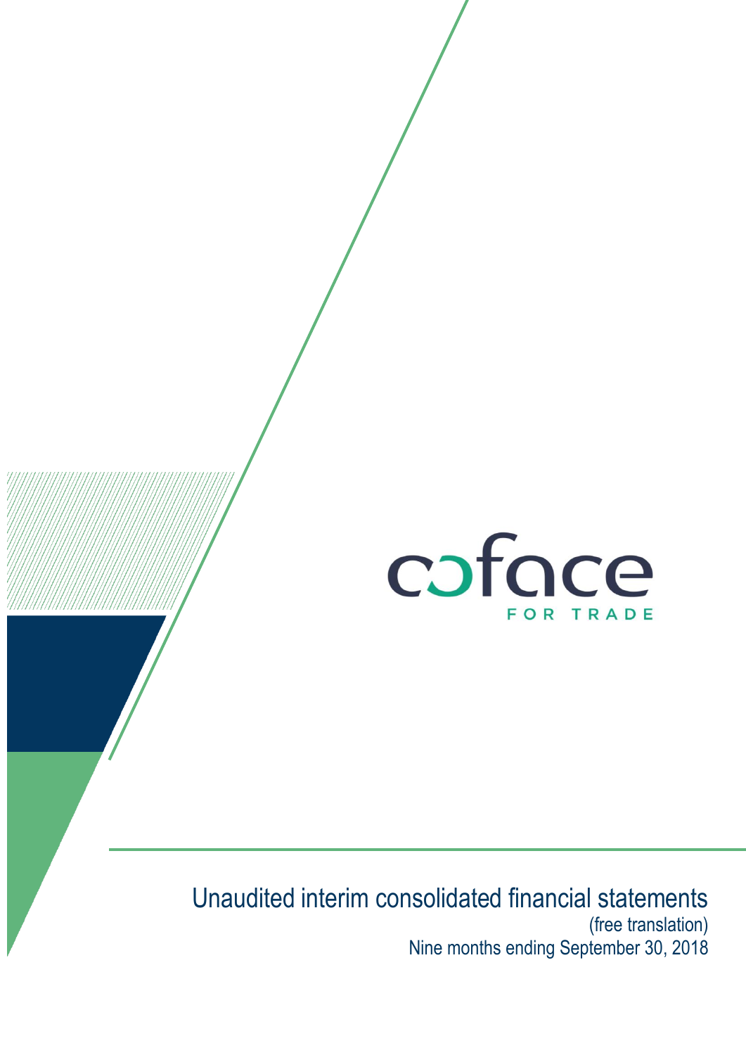coface

FOR TRADE

# Unaudited interim consolidated financial statements

(free translation)

Nine months ending September 30, 2018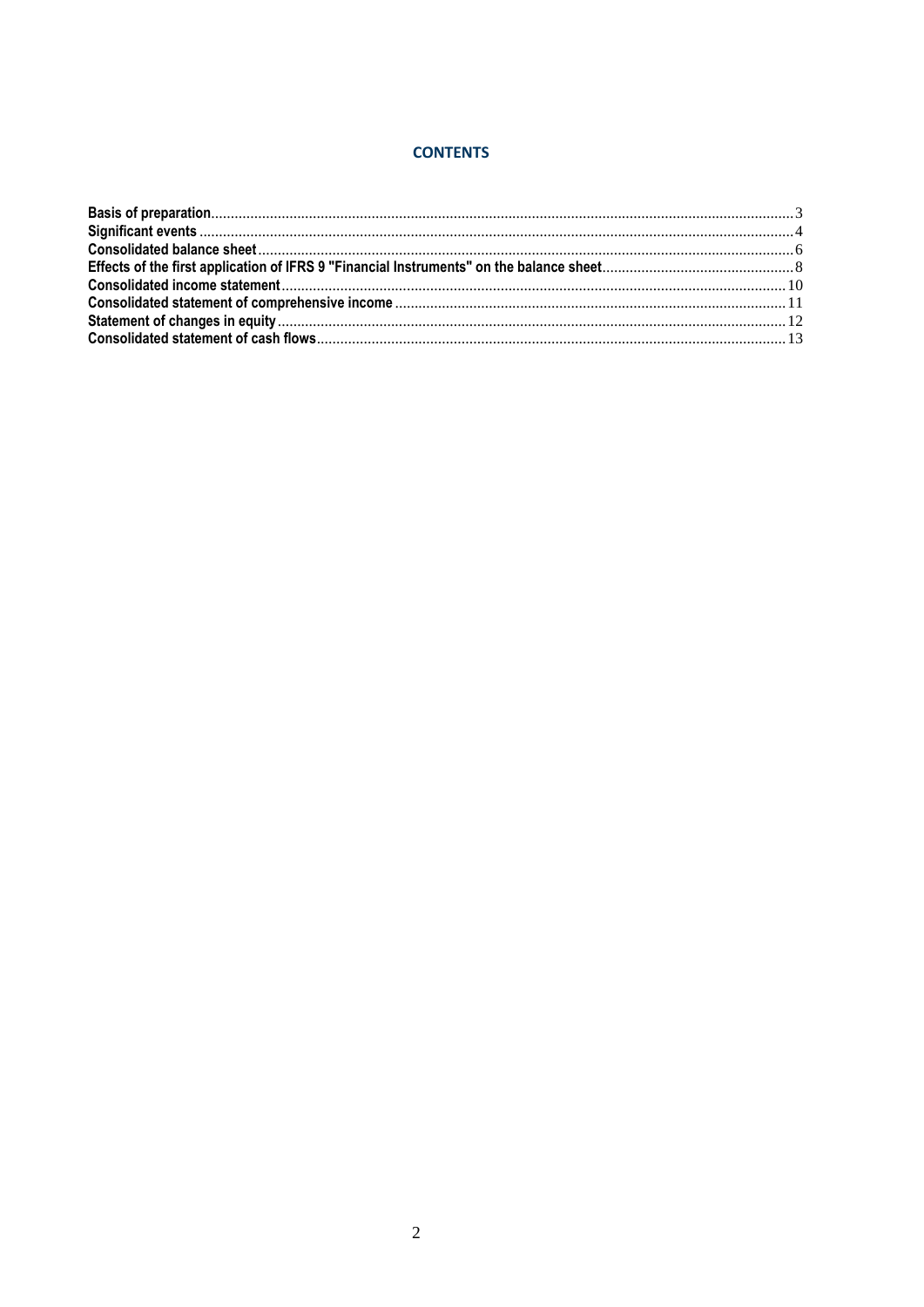## CONTENTS

**Basis of preparation**....................3
**Significant events**....................4
**Consolidated balance sheet**....................6
**Effects of the first application of IFRS 9 "Financial Instruments" on the balance sheet**....................8
**Consolidated income statement**....................10
**Consolidated statement of comprehensive income**....................11
**Statement of changes in equity**....................12
**Consolidated statement of cash flows**....................13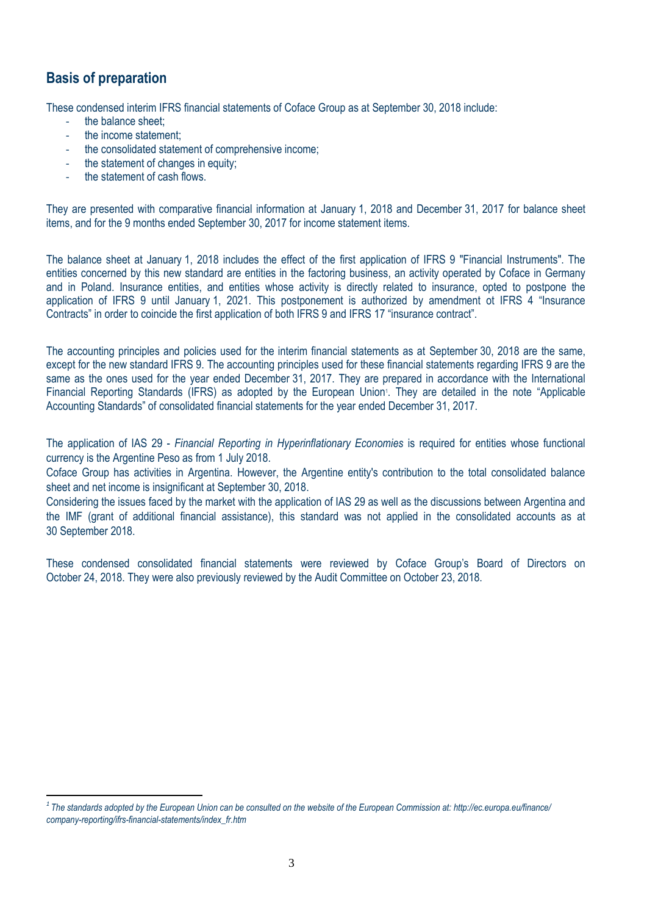## Basis of preparation

These condensed interim IFRS financial statements of Coface Group as at September 30, 2018 include:

- the balance sheet;
- the income statement;
- the consolidated statement of comprehensive income;
- the statement of changes in equity;
- the statement of cash flows.

They are presented with comparative financial information at January 1, 2018 and December 31, 2017 for balance sheet items, and for the 9 months ended September 30, 2017 for income statement items.

The balance sheet at January 1, 2018 includes the effect of the first application of IFRS 9 "Financial Instruments". The entities concerned by this new standard are entities in the factoring business, an activity operated by Coface in Germany and in Poland. Insurance entities, and entities whose activity is directly related to insurance, opted to postpone the application of IFRS 9 until January 1, 2021. This postponement is authorized by amendment ot IFRS 4 "Insurance Contracts" in order to coincide the first application of both IFRS 9 and IFRS 17 "insurance contract".

The accounting principles and policies used for the interim financial statements as at September 30, 2018 are the same, except for the new standard IFRS 9. The accounting principles used for these financial statements regarding IFRS 9 are the same as the ones used for the year ended December 31, 2017. They are prepared in accordance with the International Financial Reporting Standards (IFRS) as adopted by the European Union[1]. They are detailed in the note "Applicable Accounting Standards" of consolidated financial statements for the year ended December 31, 2017.

The application of IAS 29 - *Financial Reporting in Hyperinflationary Economies* is required for entities whose functional currency is the Argentine Peso as from 1 July 2018.
Coface Group has activities in Argentina. However, the Argentine entity's contribution to the total consolidated balance sheet and net income is insignificant at September 30, 2018.
Considering the issues faced by the market with the application of IAS 29 as well as the discussions between Argentina and the IMF (grant of additional financial assistance), this standard was not applied in the consolidated accounts as at 30 September 2018.

These condensed consolidated financial statements were reviewed by Coface Group's Board of Directors on October 24, 2018. They were also previously reviewed by the Audit Committee on October 23, 2018.

---

[1] *The standards adopted by the European Union can be consulted on the website of the European Commission at: http://ec.europa.eu/finance/company-reporting/ifrs-financial-statements/index_fr.htm*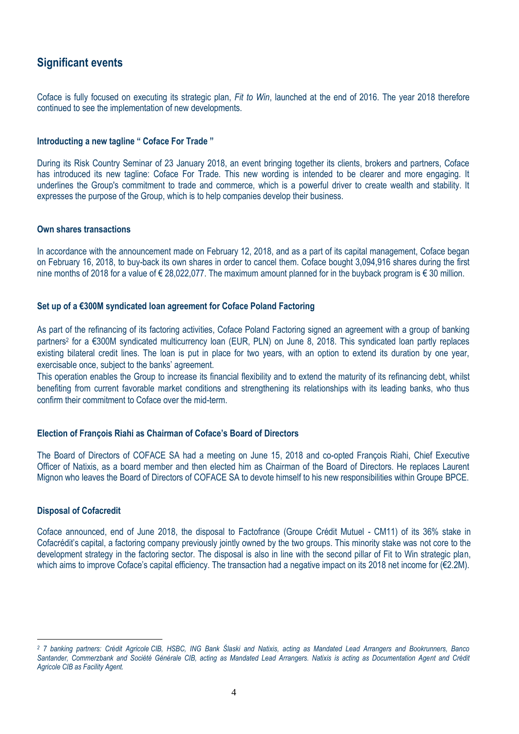## Significant events

Coface is fully focused on executing its strategic plan, *Fit to Win*, launched at the end of 2016. The year 2018 therefore continued to see the implementation of new developments.

#### Introducting a new tagline " Coface For Trade "

During its Risk Country Seminar of 23 January 2018, an event bringing together its clients, brokers and partners, Coface has introduced its new tagline: Coface For Trade. This new wording is intended to be clearer and more engaging. It underlines the Group's commitment to trade and commerce, which is a powerful driver to create wealth and stability. It expresses the purpose of the Group, which is to help companies develop their business.

#### Own shares transactions

In accordance with the announcement made on February 12, 2018, and as a part of its capital management, Coface began on February 16, 2018, to buy-back its own shares in order to cancel them. Coface bought 3,094,916 shares during the first nine months of 2018 for a value of € 28,022,077. The maximum amount planned for in the buyback program is € 30 million.

#### Set up of a €300M syndicated loan agreement for Coface Poland Factoring

As part of the refinancing of its factoring activities, Coface Poland Factoring signed an agreement with a group of banking partners[2] for a €300M syndicated multicurrency loan (EUR, PLN) on June 8, 2018. This syndicated loan partly replaces existing bilateral credit lines. The loan is put in place for two years, with an option to extend its duration by one year, exercisable once, subject to the banks' agreement.

This operation enables the Group to increase its financial flexibility and to extend the maturity of its refinancing debt, whilst benefiting from current favorable market conditions and strengthening its relationships with its leading banks, who thus confirm their commitment to Coface over the mid-term.

#### Election of François Riahi as Chairman of Coface's Board of Directors

The Board of Directors of COFACE SA had a meeting on June 15, 2018 and co-opted François Riahi, Chief Executive Officer of Natixis, as a board member and then elected him as Chairman of the Board of Directors. He replaces Laurent Mignon who leaves the Board of Directors of COFACE SA to devote himself to his new responsibilities within Groupe BPCE.

#### Disposal of Cofacredit

Coface announced, end of June 2018, the disposal to Factofrance (Groupe Crédit Mutuel - CM11) of its 36% stake in Cofacrédit's capital, a factoring company previously jointly owned by the two groups. This minority stake was not core to the development strategy in the factoring sector. The disposal is also in line with the second pillar of Fit to Win strategic plan, which aims to improve Coface's capital efficiency. The transaction had a negative impact on its 2018 net income for (€2.2M).

---

[2] *7 banking partners: Crédit Agricole CIB, HSBC, ING Bank Ślaski and Natixis, acting as Mandated Lead Arrangers and Bookrunners, Banco Santander, Commerzbank and Société Générale CIB, acting as Mandated Lead Arrangers. Natixis is acting as Documentation Agent and Crédit Agricole CIB as Facility Agent.*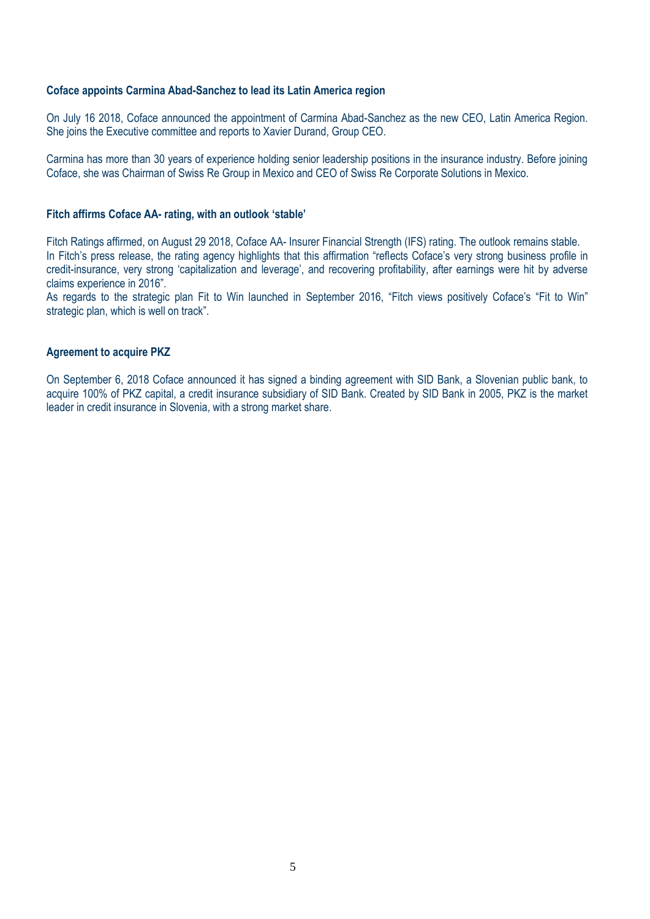### Coface appoints Carmina Abad-Sanchez to lead its Latin America region

On July 16 2018, Coface announced the appointment of Carmina Abad-Sanchez as the new CEO, Latin America Region. She joins the Executive committee and reports to Xavier Durand, Group CEO.

Carmina has more than 30 years of experience holding senior leadership positions in the insurance industry. Before joining Coface, she was Chairman of Swiss Re Group in Mexico and CEO of Swiss Re Corporate Solutions in Mexico.

### Fitch affirms Coface AA- rating, with an outlook 'stable'

Fitch Ratings affirmed, on August 29 2018, Coface AA- Insurer Financial Strength (IFS) rating. The outlook remains stable.
In Fitch's press release, the rating agency highlights that this affirmation "reflects Coface's very strong business profile in credit-insurance, very strong 'capitalization and leverage', and recovering profitability, after earnings were hit by adverse claims experience in 2016".
As regards to the strategic plan Fit to Win launched in September 2016, "Fitch views positively Coface's "Fit to Win" strategic plan, which is well on track".

### Agreement to acquire PKZ

On September 6, 2018 Coface announced it has signed a binding agreement with SID Bank, a Slovenian public bank, to acquire 100% of PKZ capital, a credit insurance subsidiary of SID Bank. Created by SID Bank in 2005, PKZ is the market leader in credit insurance in Slovenia, with a strong market share.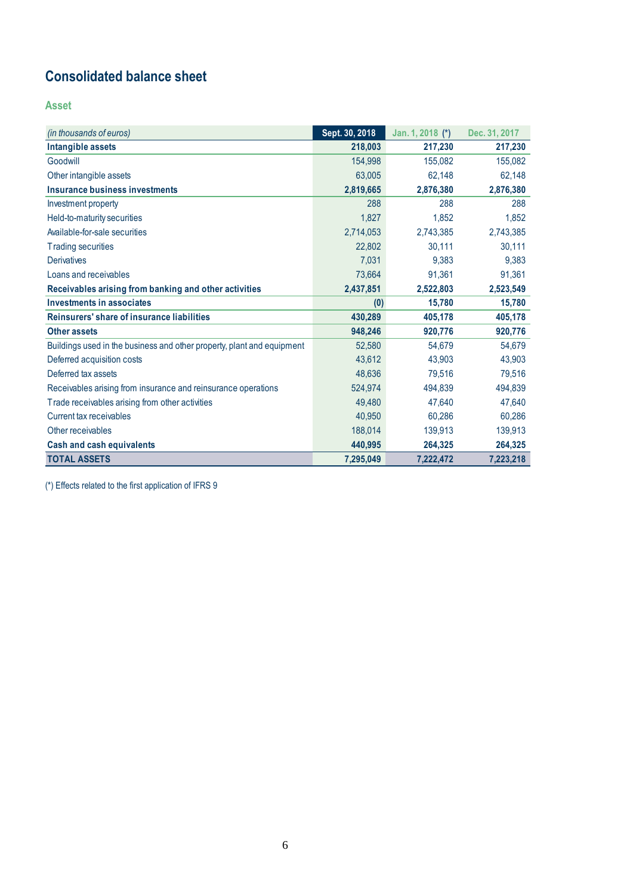# Consolidated balance sheet

## Asset

| *(in thousands of euros)* | Sept. 30, 2018 | Jan. 1, 2018 (*) | Dec. 31, 2017 |
|---|---|---|---|
| **Intangible assets** | **218,003** | **217,230** | **217,230** |
| Goodwill | 154,998 | 155,082 | 155,082 |
| Other intangible assets | 63,005 | 62,148 | 62,148 |
| **Insurance business investments** | **2,819,665** | **2,876,380** | **2,876,380** |
| Investment property | 288 | 288 | 288 |
| Held-to-maturity securities | 1,827 | 1,852 | 1,852 |
| Available-for-sale securities | 2,714,053 | 2,743,385 | 2,743,385 |
| Trading securities | 22,802 | 30,111 | 30,111 |
| Derivatives | 7,031 | 9,383 | 9,383 |
| Loans and receivables | 73,664 | 91,361 | 91,361 |
| **Receivables arising from banking and other activities** | **2,437,851** | **2,522,803** | **2,523,549** |
| **Investments in associates** | **(0)** | **15,780** | **15,780** |
| **Reinsurers' share of insurance liabilities** | **430,289** | **405,178** | **405,178** |
| **Other assets** | **948,246** | **920,776** | **920,776** |
| Buildings used in the business and other property, plant and equipment | 52,580 | 54,679 | 54,679 |
| Deferred acquisition costs | 43,612 | 43,903 | 43,903 |
| Deferred tax assets | 48,636 | 79,516 | 79,516 |
| Receivables arising from insurance and reinsurance operations | 524,974 | 494,839 | 494,839 |
| Trade receivables arising from other activities | 49,480 | 47,640 | 47,640 |
| Current tax receivables | 40,950 | 60,286 | 60,286 |
| Other receivables | 188,014 | 139,913 | 139,913 |
| **Cash and cash equivalents** | **440,995** | **264,325** | **264,325** |
| **TOTAL ASSETS** | **7,295,049** | **7,222,472** | **7,223,218** |

(*) Effects related to the first application of IFRS 9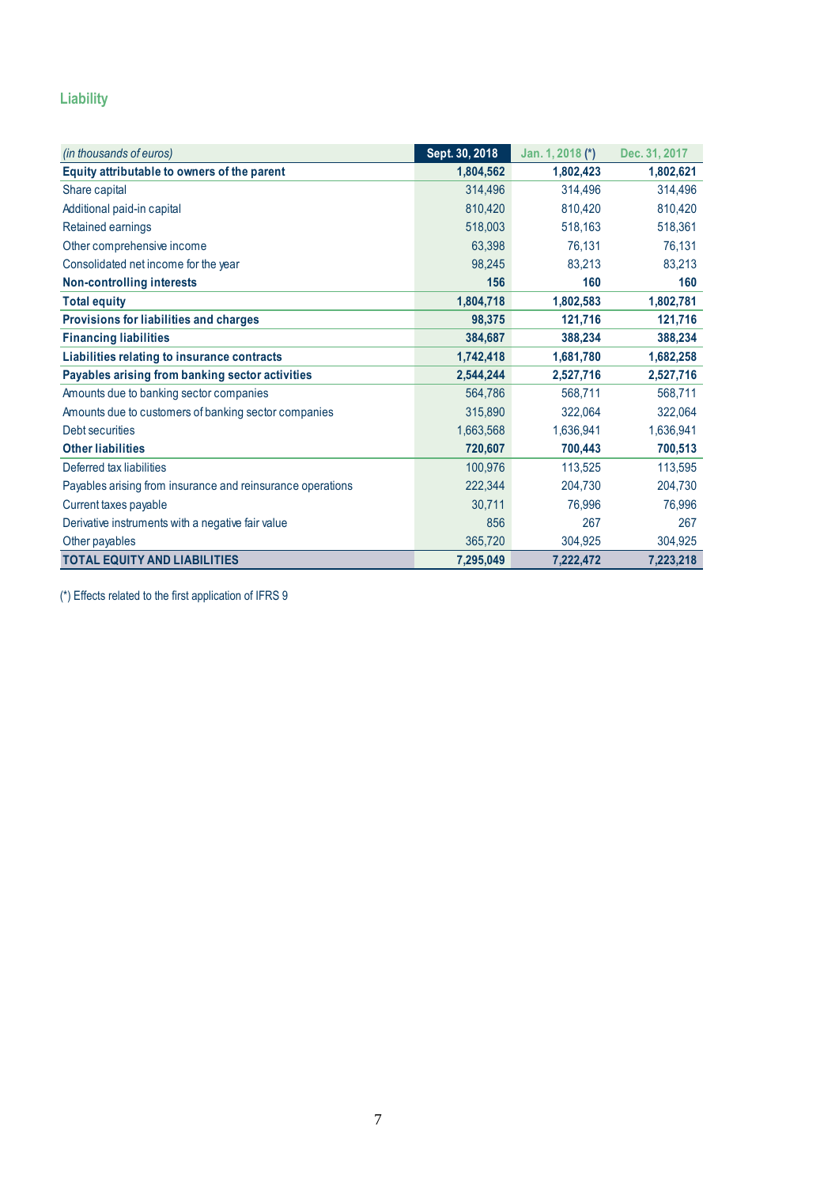## Liability

| *(in thousands of euros)* | Sept. 30, 2018 | Jan. 1, 2018 (*) | Dec. 31, 2017 |
|---|---|---|---|
| **Equity attributable to owners of the parent** | **1,804,562** | **1,802,423** | **1,802,621** |
| Share capital | 314,496 | 314,496 | 314,496 |
| Additional paid-in capital | 810,420 | 810,420 | 810,420 |
| Retained earnings | 518,003 | 518,163 | 518,361 |
| Other comprehensive income | 63,398 | 76,131 | 76,131 |
| Consolidated net income for the year | 98,245 | 83,213 | 83,213 |
| **Non-controlling interests** | **156** | **160** | **160** |
| **Total equity** | **1,804,718** | **1,802,583** | **1,802,781** |
| **Provisions for liabilities and charges** | **98,375** | **121,716** | **121,716** |
| **Financing liabilities** | **384,687** | **388,234** | **388,234** |
| **Liabilities relating to insurance contracts** | **1,742,418** | **1,681,780** | **1,682,258** |
| **Payables arising from banking sector activities** | **2,544,244** | **2,527,716** | **2,527,716** |
| Amounts due to banking sector companies | 564,786 | 568,711 | 568,711 |
| Amounts due to customers of banking sector companies | 315,890 | 322,064 | 322,064 |
| Debt securities | 1,663,568 | 1,636,941 | 1,636,941 |
| **Other liabilities** | **720,607** | **700,443** | **700,513** |
| Deferred tax liabilities | 100,976 | 113,525 | 113,595 |
| Payables arising from insurance and reinsurance operations | 222,344 | 204,730 | 204,730 |
| Current taxes payable | 30,711 | 76,996 | 76,996 |
| Derivative instruments with a negative fair value | 856 | 267 | 267 |
| Other payables | 365,720 | 304,925 | 304,925 |
| **TOTAL EQUITY AND LIABILITIES** | **7,295,049** | **7,222,472** | **7,223,218** |

(*) Effects related to the first application of IFRS 9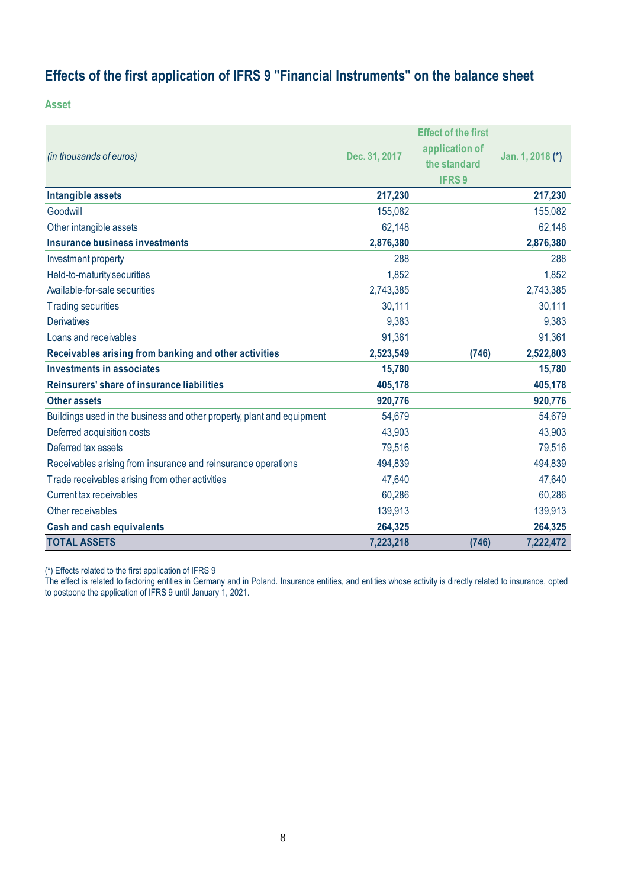## Effects of the first application of IFRS 9 "Financial Instruments" on the balance sheet

### Asset

| *(in thousands of euros)* | Dec. 31, 2017 | Effect of the first application of the standard IFRS 9 | Jan. 1, 2018 (*) |
|---|---|---|---|
| **Intangible assets** | **217,230** | | **217,230** |
| Goodwill | 155,082 | | 155,082 |
| Other intangible assets | 62,148 | | 62,148 |
| **Insurance business investments** | **2,876,380** | | **2,876,380** |
| Investment property | 288 | | 288 |
| Held-to-maturity securities | 1,852 | | 1,852 |
| Available-for-sale securities | 2,743,385 | | 2,743,385 |
| Trading securities | 30,111 | | 30,111 |
| Derivatives | 9,383 | | 9,383 |
| Loans and receivables | 91,361 | | 91,361 |
| **Receivables arising from banking and other activities** | **2,523,549** | **(746)** | **2,522,803** |
| **Investments in associates** | **15,780** | | **15,780** |
| **Reinsurers' share of insurance liabilities** | **405,178** | | **405,178** |
| **Other assets** | **920,776** | | **920,776** |
| Buildings used in the business and other property, plant and equipment | 54,679 | | 54,679 |
| Deferred acquisition costs | 43,903 | | 43,903 |
| Deferred tax assets | 79,516 | | 79,516 |
| Receivables arising from insurance and reinsurance operations | 494,839 | | 494,839 |
| Trade receivables arising from other activities | 47,640 | | 47,640 |
| Current tax receivables | 60,286 | | 60,286 |
| Other receivables | 139,913 | | 139,913 |
| **Cash and cash equivalents** | **264,325** | | **264,325** |
| **TOTAL ASSETS** | **7,223,218** | **(746)** | **7,222,472** |

(*) Effects related to the first application of IFRS 9
The effect is related to factoring entities in Germany and in Poland. Insurance entities, and entities whose activity is directly related to insurance, opted to postpone the application of IFRS 9 until January 1, 2021.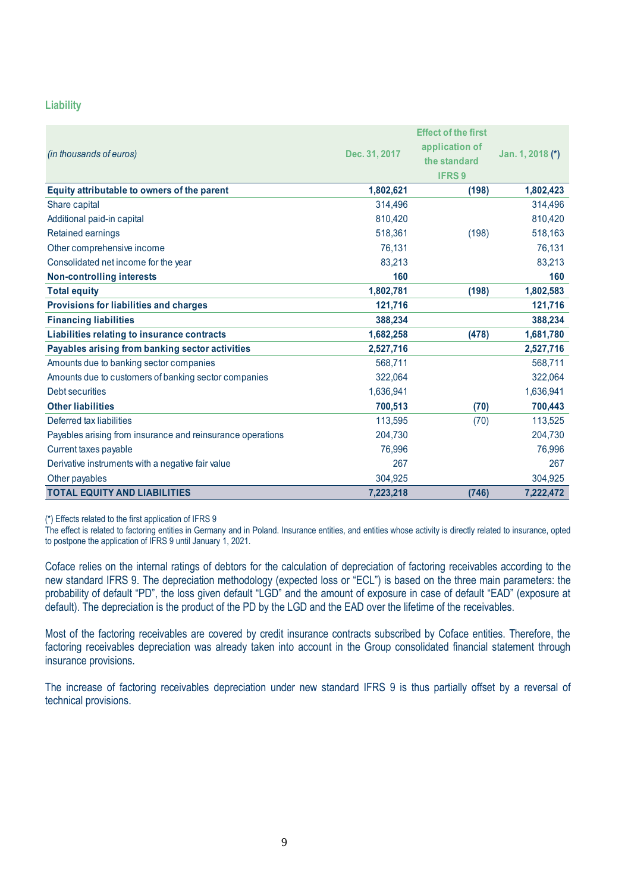## Liability

| *(in thousands of euros)* | Dec. 31, 2017 | Effect of the first application of the standard IFRS 9 | Jan. 1, 2018 (*) |
|---|---|---|---|
| **Equity attributable to owners of the parent** | **1,802,621** | **(198)** | **1,802,423** |
| Share capital | 314,496 | | 314,496 |
| Additional paid-in capital | 810,420 | | 810,420 |
| Retained earnings | 518,361 | (198) | 518,163 |
| Other comprehensive income | 76,131 | | 76,131 |
| Consolidated net income for the year | 83,213 | | 83,213 |
| **Non-controlling interests** | **160** | | **160** |
| **Total equity** | **1,802,781** | **(198)** | **1,802,583** |
| **Provisions for liabilities and charges** | **121,716** | | **121,716** |
| **Financing liabilities** | **388,234** | | **388,234** |
| **Liabilities relating to insurance contracts** | **1,682,258** | **(478)** | **1,681,780** |
| **Payables arising from banking sector activities** | **2,527,716** | | **2,527,716** |
| Amounts due to banking sector companies | 568,711 | | 568,711 |
| Amounts due to customers of banking sector companies | 322,064 | | 322,064 |
| Debt securities | 1,636,941 | | 1,636,941 |
| **Other liabilities** | **700,513** | **(70)** | **700,443** |
| Deferred tax liabilities | 113,595 | (70) | 113,525 |
| Payables arising from insurance and reinsurance operations | 204,730 | | 204,730 |
| Current taxes payable | 76,996 | | 76,996 |
| Derivative instruments with a negative fair value | 267 | | 267 |
| Other payables | 304,925 | | 304,925 |
| **TOTAL EQUITY AND LIABILITIES** | **7,223,218** | **(746)** | **7,222,472** |

(*) Effects related to the first application of IFRS 9
The effect is related to factoring entities in Germany and in Poland. Insurance entities, and entities whose activity is directly related to insurance, opted to postpone the application of IFRS 9 until January 1, 2021.

Coface relies on the internal ratings of debtors for the calculation of depreciation of factoring receivables according to the new standard IFRS 9. The depreciation methodology (expected loss or "ECL") is based on the three main parameters: the probability of default "PD", the loss given default "LGD" and the amount of exposure in case of default "EAD" (exposure at default). The depreciation is the product of the PD by the LGD and the EAD over the lifetime of the receivables.

Most of the factoring receivables are covered by credit insurance contracts subscribed by Coface entities. Therefore, the factoring receivables depreciation was already taken into account in the Group consolidated financial statement through insurance provisions.

The increase of factoring receivables depreciation under new standard IFRS 9 is thus partially offset by a reversal of technical provisions.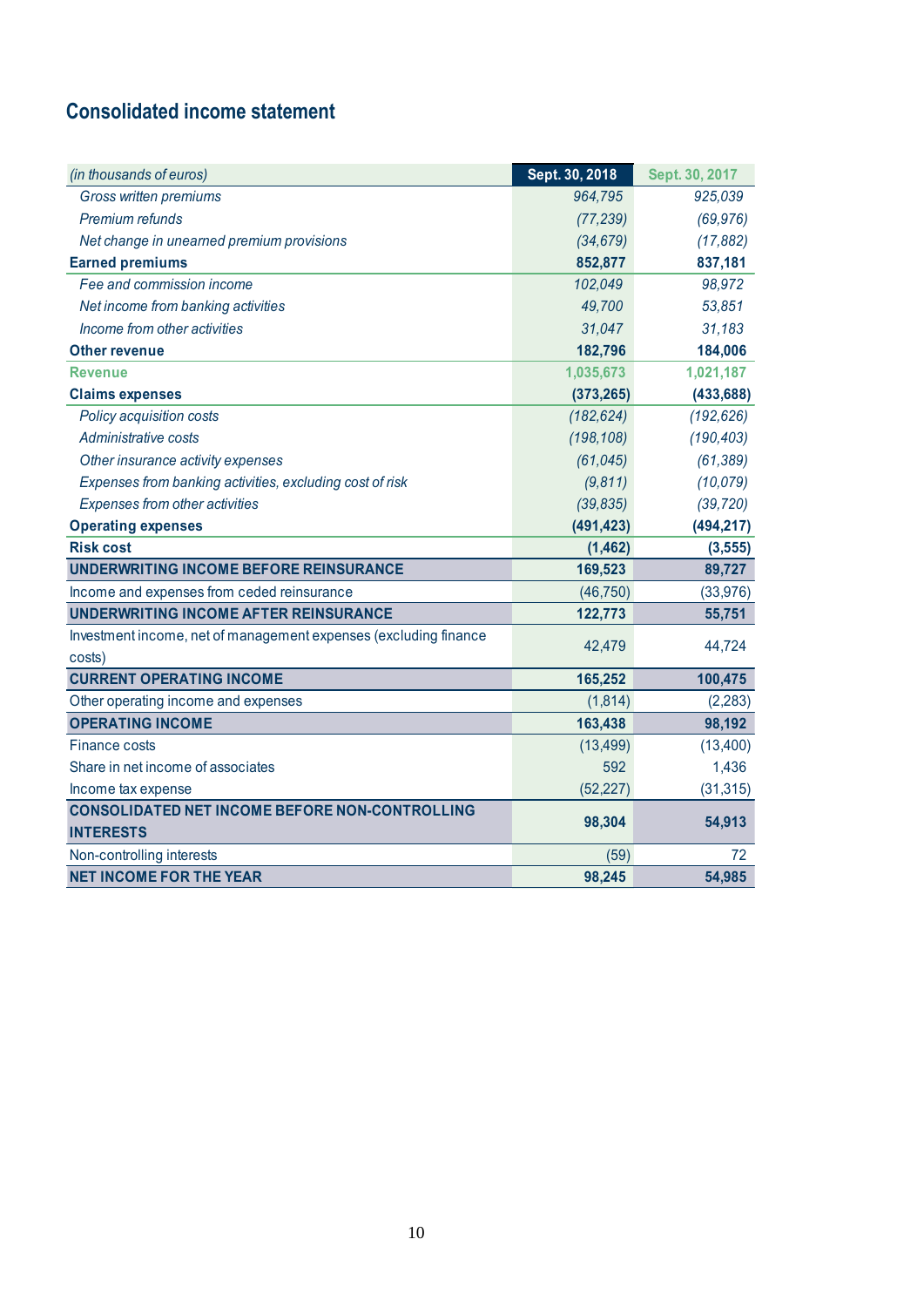## Consolidated income statement

| *(in thousands of euros)* | Sept. 30, 2018 | Sept. 30, 2017 |
|---|---|---|
| *Gross written premiums* | *964,795* | *925,039* |
| *Premium refunds* | *(77,239)* | *(69,976)* |
| *Net change in unearned premium provisions* | *(34,679)* | *(17,882)* |
| **Earned premiums** | **852,877** | **837,181** |
| *Fee and commission income* | *102,049* | *98,972* |
| *Net income from banking activities* | *49,700* | *53,851* |
| *Income from other activities* | *31,047* | *31,183* |
| **Other revenue** | **182,796** | **184,006** |
| **Revenue** | **1,035,673** | **1,021,187** |
| **Claims expenses** | **(373,265)** | **(433,688)** |
| *Policy acquisition costs* | *(182,624)* | *(192,626)* |
| *Administrative costs* | *(198,108)* | *(190,403)* |
| *Other insurance activity expenses* | *(61,045)* | *(61,389)* |
| *Expenses from banking activities, excluding cost of risk* | *(9,811)* | *(10,079)* |
| *Expenses from other activities* | *(39,835)* | *(39,720)* |
| **Operating expenses** | **(491,423)** | **(494,217)** |
| **Risk cost** | **(1,462)** | **(3,555)** |
| **UNDERWRITING INCOME BEFORE REINSURANCE** | **169,523** | **89,727** |
| Income and expenses from ceded reinsurance | (46,750) | (33,976) |
| **UNDERWRITING INCOME AFTER REINSURANCE** | **122,773** | **55,751** |
| Investment income, net of management expenses (excluding finance costs) | 42,479 | 44,724 |
| **CURRENT OPERATING INCOME** | **165,252** | **100,475** |
| Other operating income and expenses | (1,814) | (2,283) |
| **OPERATING INCOME** | **163,438** | **98,192** |
| Finance costs | (13,499) | (13,400) |
| Share in net income of associates | 592 | 1,436 |
| Income tax expense | (52,227) | (31,315) |
| **CONSOLIDATED NET INCOME BEFORE NON-CONTROLLING INTERESTS** | **98,304** | **54,913** |
| Non-controlling interests | (59) | 72 |
| **NET INCOME FOR THE YEAR** | **98,245** | **54,985** |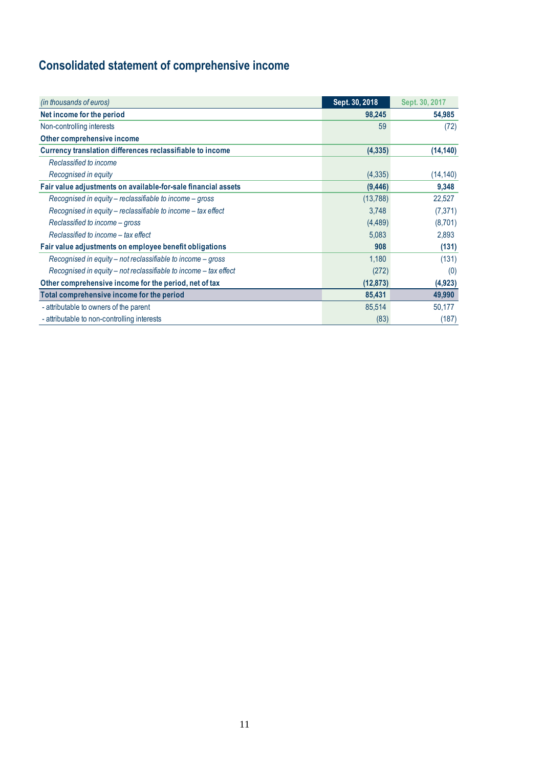# Consolidated statement of comprehensive income

| *(in thousands of euros)* | Sept. 30, 2018 | Sept. 30, 2017 |
|---|---|---|
| **Net income for the period** | **98,245** | **54,985** |
| Non-controlling interests | 59 | (72) |
| **Other comprehensive income** | | |
| **Currency translation differences reclassifiable to income** | **(4,335)** | **(14,140)** |
| *Reclassified to income* | | |
| *Recognised in equity* | (4,335) | (14,140) |
| **Fair value adjustments on available-for-sale financial assets** | **(9,446)** | **9,348** |
| *Recognised in equity – reclassifiable to income – gross* | (13,788) | 22,527 |
| *Recognised in equity – reclassifiable to income – tax effect* | 3,748 | (7,371) |
| *Reclassified to income – gross* | (4,489) | (8,701) |
| *Reclassified to income – tax effect* | 5,083 | 2,893 |
| **Fair value adjustments on employee benefit obligations** | **908** | **(131)** |
| *Recognised in equity – not reclassifiable to income – gross* | 1,180 | (131) |
| *Recognised in equity – not reclassifiable to income – tax effect* | (272) | (0) |
| **Other comprehensive income for the period, net of tax** | **(12,873)** | **(4,923)** |
| **Total comprehensive income for the period** | **85,431** | **49,990** |
| - attributable to owners of the parent | 85,514 | 50,177 |
| - attributable to non-controlling interests | (83) | (187) |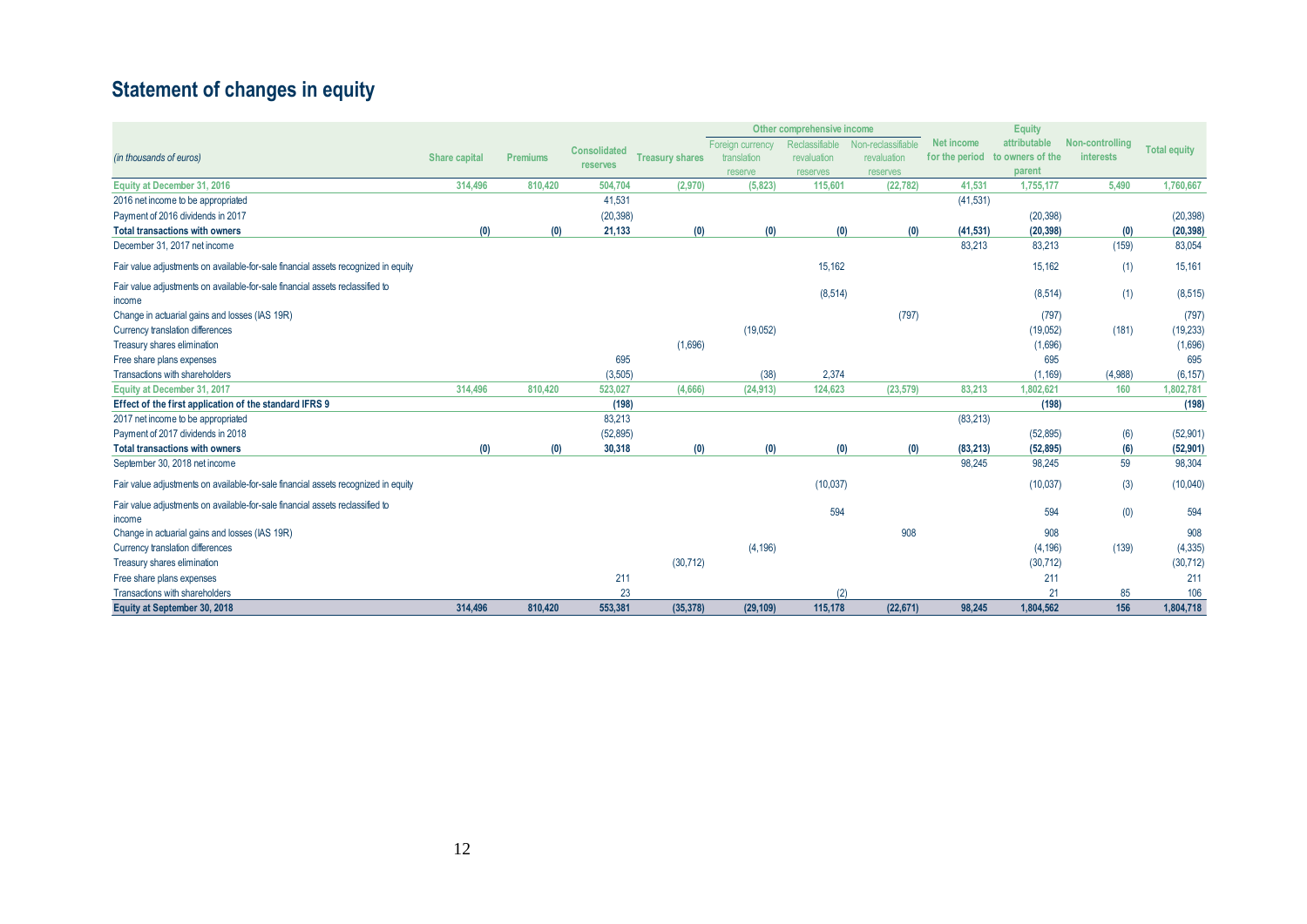# Statement of changes in equity

| (in thousands of euros) | Share capital | Premiums | Consolidated reserves | Treasury shares | Other comprehensive income | | | Net income for the period | Equity attributable to owners of the parent | Non-controlling interests | Total equity |
|---|---|---|---|---|---|---|---|---|---|---|---|
| | | | | | Foreign currency translation reserve | Reclassifiable revaluation reserves | Non-reclassifiable revaluation reserves | | | | |
| **Equity at December 31, 2016** | **314,496** | **810,420** | **504,704** | **(2,970)** | **(5,823)** | **115,601** | **(22,782)** | **41,531** | **1,755,177** | **5,490** | **1,760,667** |
| 2016 net income to be appropriated | | | 41,531 | | | | | (41,531) | | | |
| Payment of 2016 dividends in 2017 | | | (20,398) | | | | | | (20,398) | | (20,398) |
| **Total transactions with owners** | **(0)** | **(0)** | **21,133** | **(0)** | **(0)** | **(0)** | **(0)** | **(41,531)** | **(20,398)** | **(0)** | **(20,398)** |
| December 31, 2017 net income | | | | | | | | 83,213 | 83,213 | (159) | 83,054 |
| Fair value adjustments on available-for-sale financial assets recognized in equity | | | | | | 15,162 | | | 15,162 | (1) | 15,161 |
| Fair value adjustments on available-for-sale financial assets reclassified to income | | | | | | (8,514) | | | (8,514) | (1) | (8,515) |
| Change in actuarial gains and losses (IAS 19R) | | | | | | | (797) | | (797) | | (797) |
| Currency translation differences | | | | | (19,052) | | | | (19,052) | (181) | (19,233) |
| Treasury shares elimination | | | | (1,696) | | | | | (1,696) | | (1,696) |
| Free share plans expenses | | | 695 | | | | | | 695 | | 695 |
| Transactions with shareholders | | | (3,505) | | (38) | 2,374 | | | (1,169) | (4,988) | (6,157) |
| **Equity at December 31, 2017** | **314,496** | **810,420** | **523,027** | **(4,666)** | **(24,913)** | **124,623** | **(23,579)** | **83,213** | **1,802,621** | **160** | **1,802,781** |
| **Effect of the first application of the standard IFRS 9** | | | **(198)** | | | | | | **(198)** | | **(198)** |
| 2017 net income to be appropriated | | | 83,213 | | | | | (83,213) | | | |
| Payment of 2017 dividends in 2018 | | | (52,895) | | | | | | (52,895) | (6) | (52,901) |
| **Total transactions with owners** | **(0)** | **(0)** | **30,318** | **(0)** | **(0)** | **(0)** | **(0)** | **(83,213)** | **(52,895)** | **(6)** | **(52,901)** |
| September 30, 2018 net income | | | | | | | | 98,245 | 98,245 | 59 | 98,304 |
| Fair value adjustments on available-for-sale financial assets recognized in equity | | | | | | (10,037) | | | (10,037) | (3) | (10,040) |
| Fair value adjustments on available-for-sale financial assets reclassified to income | | | | | | 594 | | | 594 | (0) | 594 |
| Change in actuarial gains and losses (IAS 19R) | | | | | | | 908 | | 908 | | 908 |
| Currency translation differences | | | | | (4,196) | | | | (4,196) | (139) | (4,335) |
| Treasury shares elimination | | | | (30,712) | | | | | (30,712) | | (30,712) |
| Free share plans expenses | | | 211 | | | | | | 211 | | 211 |
| Transactions with shareholders | | | 23 | | | (2) | | | 21 | 85 | 106 |
| **Equity at September 30, 2018** | **314,496** | **810,420** | **553,381** | **(35,378)** | **(29,109)** | **115,178** | **(22,671)** | **98,245** | **1,804,562** | **156** | **1,804,718** |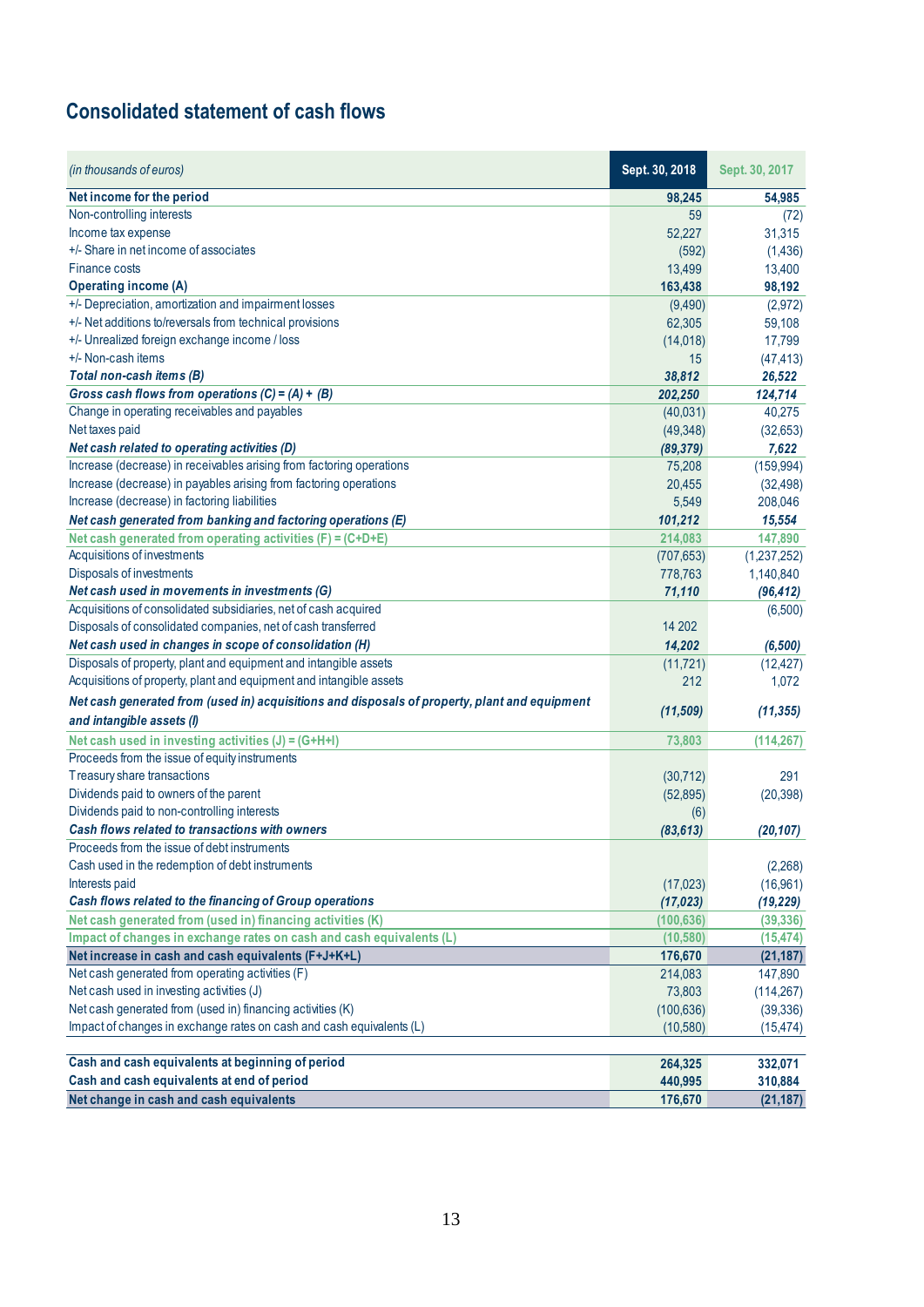## Consolidated statement of cash flows

| *(in thousands of euros)* | Sept. 30, 2018 | Sept. 30, 2017 |
|---|---|---|
| **Net income for the period** | **98,245** | **54,985** |
| Non-controlling interests | 59 | (72) |
| Income tax expense | 52,227 | 31,315 |
| +/- Share in net income of associates | (592) | (1,436) |
| Finance costs | 13,499 | 13,400 |
| **Operating income (A)** | **163,438** | **98,192** |
| +/- Depreciation, amortization and impairment losses | (9,490) | (2,972) |
| +/- Net additions to/reversals from technical provisions | 62,305 | 59,108 |
| +/- Unrealized foreign exchange income / loss | (14,018) | 17,799 |
| +/- Non-cash items | 15 | (47,413) |
| ***Total non-cash items (B)*** | ***38,812*** | ***26,522*** |
| ***Gross cash flows from operations (C) = (A) + (B)*** | ***202,250*** | ***124,714*** |
| Change in operating receivables and payables | (40,031) | 40,275 |
| Net taxes paid | (49,348) | (32,653) |
| ***Net cash related to operating activities (D)*** | ***(89,379)*** | ***7,622*** |
| Increase (decrease) in receivables arising from factoring operations | 75,208 | (159,994) |
| Increase (decrease) in payables arising from factoring operations | 20,455 | (32,498) |
| Increase (decrease) in factoring liabilities | 5,549 | 208,046 |
| ***Net cash generated from banking and factoring operations (E)*** | ***101,212*** | ***15,554*** |
| **Net cash generated from operating activities (F) = (C+D+E)** | **214,083** | **147,890** |
| Acquisitions of investments | (707,653) | (1,237,252) |
| Disposals of investments | 778,763 | 1,140,840 |
| ***Net cash used in movements in investments (G)*** | ***71,110*** | ***(96,412)*** |
| Acquisitions of consolidated subsidiaries, net of cash acquired | | (6,500) |
| Disposals of consolidated companies, net of cash transferred | 14 202 | |
| ***Net cash used in changes in scope of consolidation (H)*** | ***14,202*** | ***(6,500)*** |
| Disposals of property, plant and equipment and intangible assets | (11,721) | (12,427) |
| Acquisitions of property, plant and equipment and intangible assets | 212 | 1,072 |
| ***Net cash generated from (used in) acquisitions and disposals of property, plant and equipment and intangible assets (I)*** | ***(11,509)*** | ***(11,355)*** |
| **Net cash used in investing activities (J) = (G+H+I)** | **73,803** | **(114,267)** |
| Proceeds from the issue of equity instruments | | |
| Treasury share transactions | (30,712) | 291 |
| Dividends paid to owners of the parent | (52,895) | (20,398) |
| Dividends paid to non-controlling interests | (6) | |
| ***Cash flows related to transactions with owners*** | ***(83,613)*** | ***(20,107)*** |
| Proceeds from the issue of debt instruments | | |
| Cash used in the redemption of debt instruments | | (2,268) |
| Interests paid | (17,023) | (16,961) |
| ***Cash flows related to the financing of Group operations*** | ***(17,023)*** | ***(19,229)*** |
| **Net cash generated from (used in) financing activities (K)** | **(100,636)** | **(39,336)** |
| **Impact of changes in exchange rates on cash and cash equivalents (L)** | **(10,580)** | **(15,474)** |
| **Net increase in cash and cash equivalents (F+J+K+L)** | **176,670** | **(21,187)** |
| Net cash generated from operating activities (F) | 214,083 | 147,890 |
| Net cash used in investing activities (J) | 73,803 | (114,267) |
| Net cash generated from (used in) financing activities (K) | (100,636) | (39,336) |
| Impact of changes in exchange rates on cash and cash equivalents (L) | (10,580) | (15,474) |
| **Cash and cash equivalents at beginning of period** | **264,325** | **332,071** |
| **Cash and cash equivalents at end of period** | **440,995** | **310,884** |
| **Net change in cash and cash equivalents** | **176,670** | **(21,187)** |